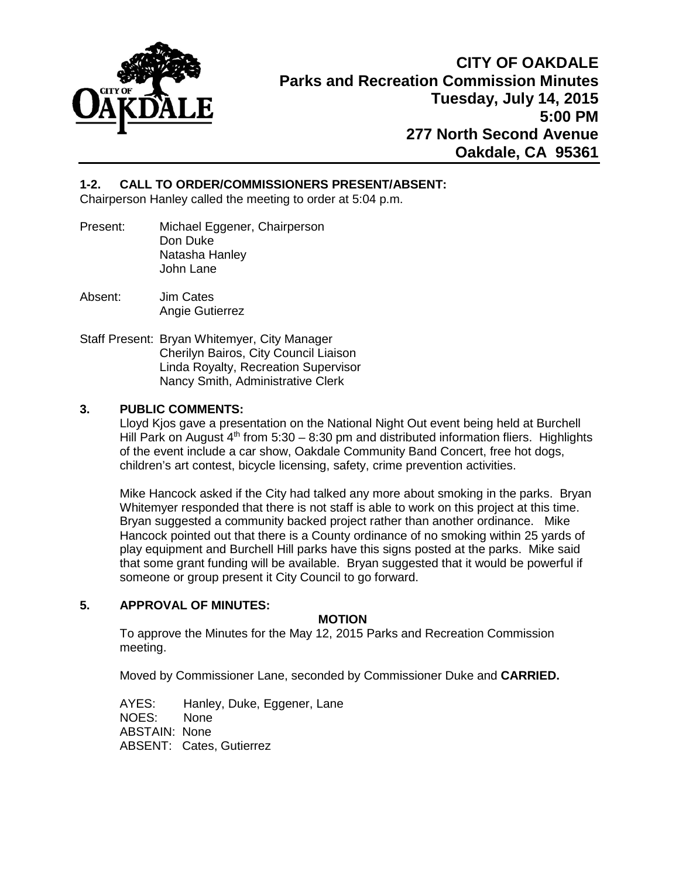# CITY OF OAKDALE
## Parks and Recreation Commission Minutes
**Tuesday, July 14, 2015**
**5:00 PM**
**277 North Second Avenue**
**Oakdale, CA 95361**

### 1-2. CALL TO ORDER/COMMISSIONERS PRESENT/ABSENT:

Chairperson Hanley called the meeting to order at 5:04 p.m.

Present: Michael Eggener, Chairperson
Don Duke
Natasha Hanley
John Lane

Absent: Jim Cates
Angie Gutierrez

Staff Present: Bryan Whitemyer, City Manager
Cherilyn Bairos, City Council Liaison
Linda Royalty, Recreation Supervisor
Nancy Smith, Administrative Clerk

### 3. PUBLIC COMMENTS:

Lloyd Kjos gave a presentation on the National Night Out event being held at Burchell Hill Park on August 4th from 5:30 – 8:30 pm and distributed information fliers. Highlights of the event include a car show, Oakdale Community Band Concert, free hot dogs, children's art contest, bicycle licensing, safety, crime prevention activities.

Mike Hancock asked if the City had talked any more about smoking in the parks. Bryan Whitemyer responded that there is not staff is able to work on this project at this time. Bryan suggested a community backed project rather than another ordinance. Mike Hancock pointed out that there is a County ordinance of no smoking within 25 yards of play equipment and Burchell Hill parks have this signs posted at the parks. Mike said that some grant funding will be available. Bryan suggested that it would be powerful if someone or group present it City Council to go forward.

### 5. APPROVAL OF MINUTES:

**MOTION**

To approve the Minutes for the May 12, 2015 Parks and Recreation Commission meeting.

Moved by Commissioner Lane, seconded by Commissioner Duke and **CARRIED.**

AYES: Hanley, Duke, Eggener, Lane
NOES: None
ABSTAIN: None
ABSENT: Cates, Gutierrez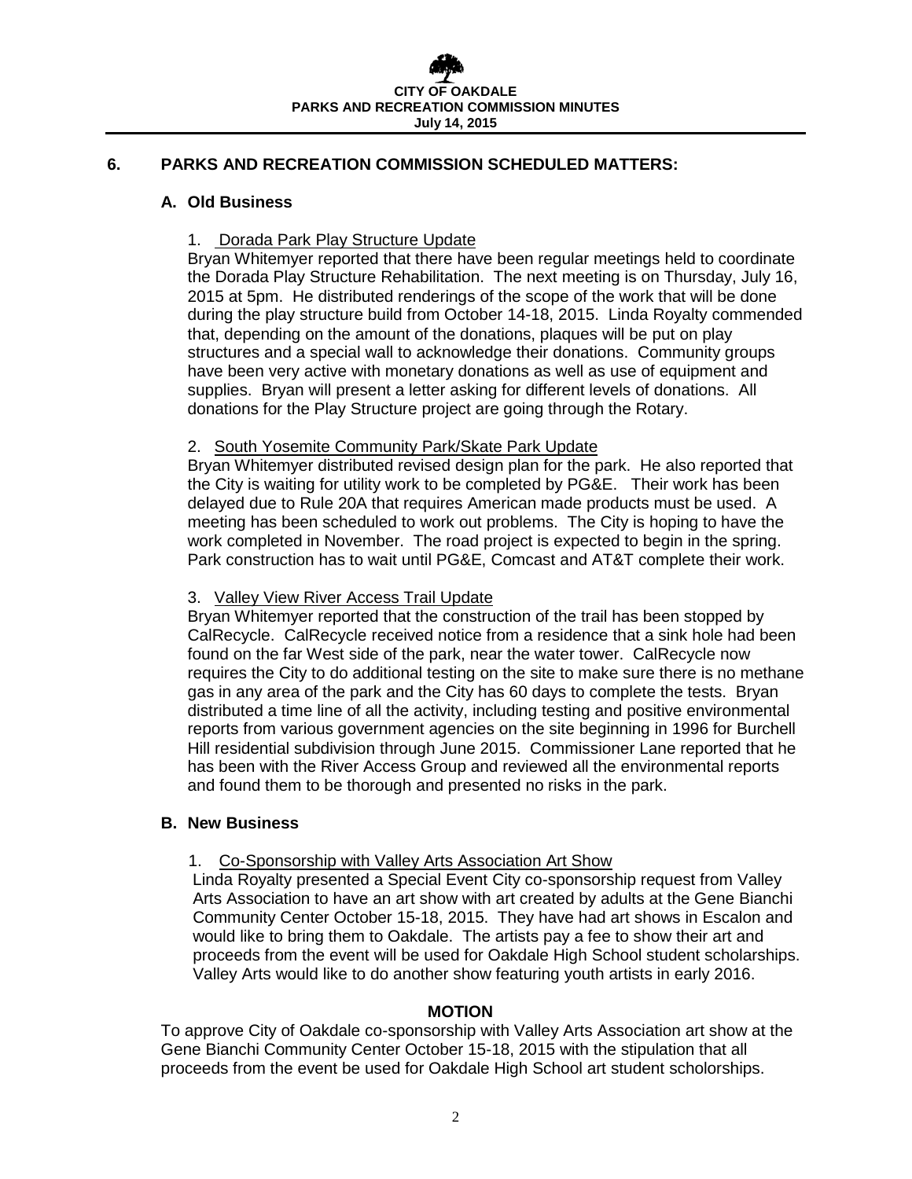## 6. PARKS AND RECREATION COMMISSION SCHEDULED MATTERS:

### A. Old Business

1. Dorada Park Play Structure Update

Bryan Whitemyer reported that there have been regular meetings held to coordinate the Dorada Play Structure Rehabilitation. The next meeting is on Thursday, July 16, 2015 at 5pm. He distributed renderings of the scope of the work that will be done during the play structure build from October 14-18, 2015. Linda Royalty commended that, depending on the amount of the donations, plaques will be put on play structures and a special wall to acknowledge their donations. Community groups have been very active with monetary donations as well as use of equipment and supplies. Bryan will present a letter asking for different levels of donations. All donations for the Play Structure project are going through the Rotary.

2. South Yosemite Community Park/Skate Park Update

Bryan Whitemyer distributed revised design plan for the park. He also reported that the City is waiting for utility work to be completed by PG&E. Their work has been delayed due to Rule 20A that requires American made products must be used. A meeting has been scheduled to work out problems. The City is hoping to have the work completed in November. The road project is expected to begin in the spring. Park construction has to wait until PG&E, Comcast and AT&T complete their work.

3. Valley View River Access Trail Update

Bryan Whitemyer reported that the construction of the trail has been stopped by CalRecycle. CalRecycle received notice from a residence that a sink hole had been found on the far West side of the park, near the water tower. CalRecycle now requires the City to do additional testing on the site to make sure there is no methane gas in any area of the park and the City has 60 days to complete the tests. Bryan distributed a time line of all the activity, including testing and positive environmental reports from various government agencies on the site beginning in 1996 for Burchell Hill residential subdivision through June 2015. Commissioner Lane reported that he has been with the River Access Group and reviewed all the environmental reports and found them to be thorough and presented no risks in the park.

### B. New Business

1. Co-Sponsorship with Valley Arts Association Art Show

Linda Royalty presented a Special Event City co-sponsorship request from Valley Arts Association to have an art show with art created by adults at the Gene Bianchi Community Center October 15-18, 2015. They have had art shows in Escalon and would like to bring them to Oakdale. The artists pay a fee to show their art and proceeds from the event will be used for Oakdale High School student scholarships. Valley Arts would like to do another show featuring youth artists in early 2016.

**MOTION**

To approve City of Oakdale co-sponsorship with Valley Arts Association art show at the Gene Bianchi Community Center October 15-18, 2015 with the stipulation that all proceeds from the event be used for Oakdale High School art student scholorships.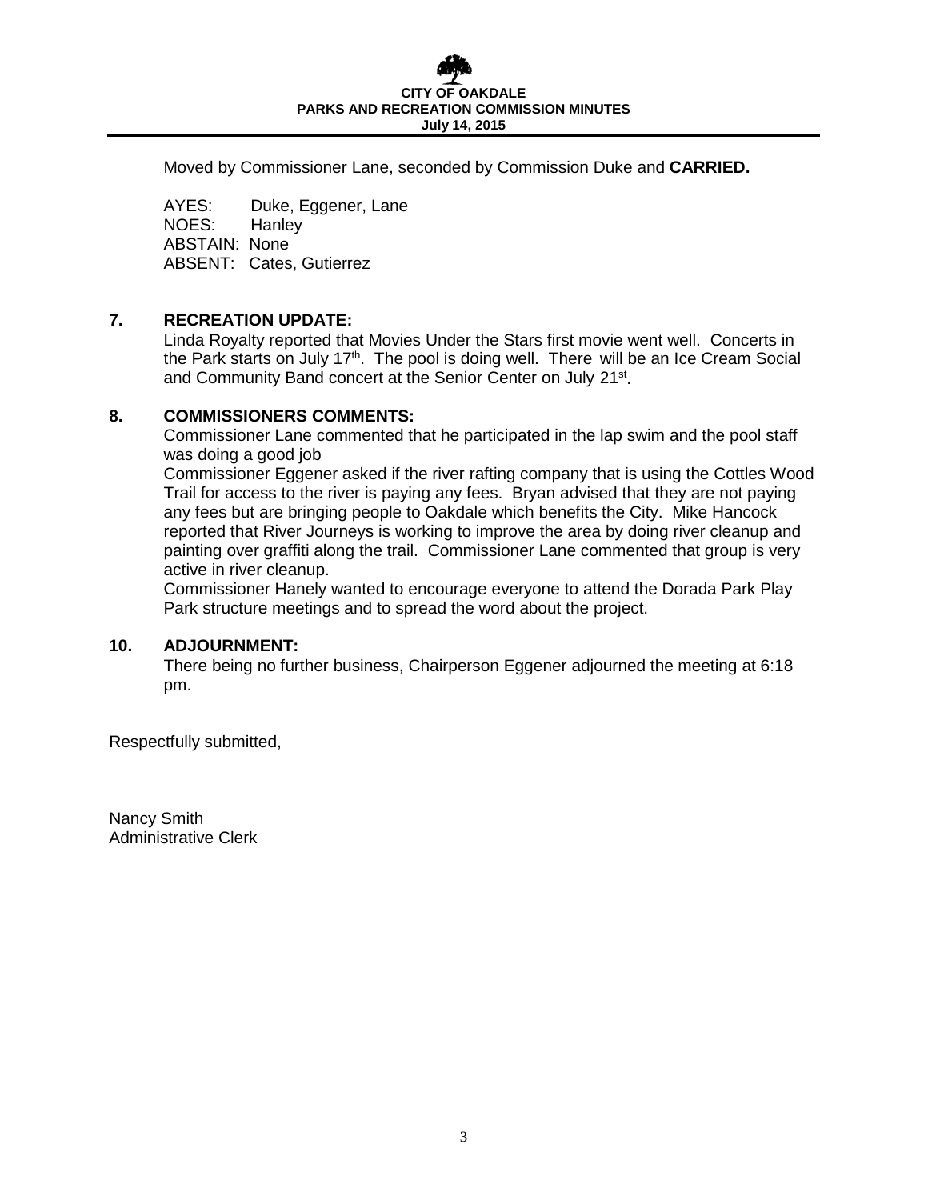Moved by Commissioner Lane, seconded by Commission Duke and **CARRIED.**

AYES: Duke, Eggener, Lane
NOES: Hanley
ABSTAIN: None
ABSENT: Cates, Gutierrez

## 7. RECREATION UPDATE:

Linda Royalty reported that Movies Under the Stars first movie went well. Concerts in the Park starts on July 17th. The pool is doing well. There will be an Ice Cream Social and Community Band concert at the Senior Center on July 21st.

## 8. COMMISSIONERS COMMENTS:

Commissioner Lane commented that he participated in the lap swim and the pool staff was doing a good job

Commissioner Eggener asked if the river rafting company that is using the Cottles Wood Trail for access to the river is paying any fees. Bryan advised that they are not paying any fees but are bringing people to Oakdale which benefits the City. Mike Hancock reported that River Journeys is working to improve the area by doing river cleanup and painting over graffiti along the trail. Commissioner Lane commented that group is very active in river cleanup.

Commissioner Hanely wanted to encourage everyone to attend the Dorada Park Play Park structure meetings and to spread the word about the project.

## 10. ADJOURNMENT:

There being no further business, Chairperson Eggener adjourned the meeting at 6:18 pm.

Respectfully submitted,

Nancy Smith
Administrative Clerk